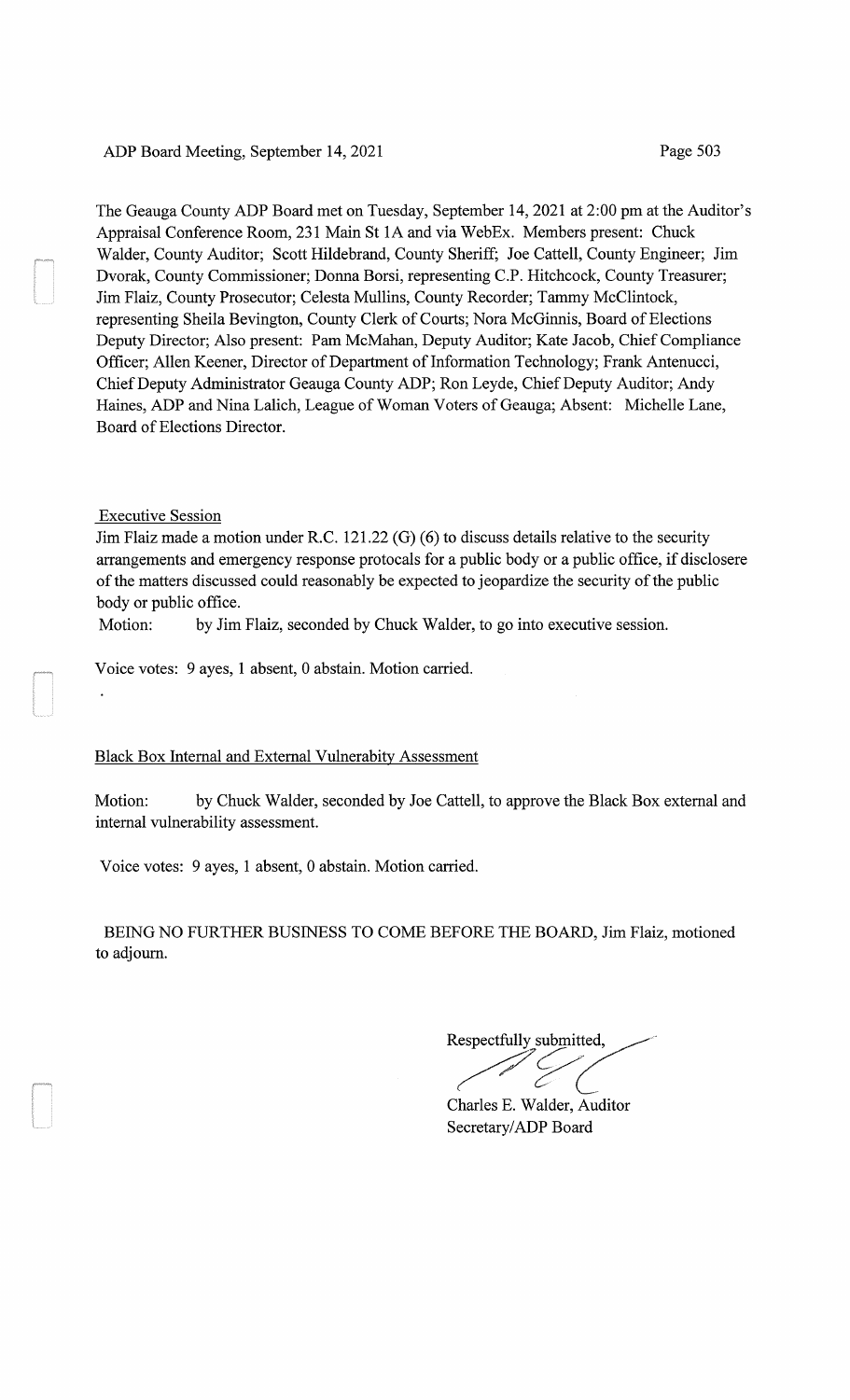The Geauga County ADP Board met on Tuesday, September 14, 2021 at 2:00 pm at the Auditor's Appraisal Conference Room, 231 Main St 1A and via WebEx. Members present: Chuck Walder, County Auditor; Scott Hildebrand, County Sheriff; Joe Cattell, County Engineer; Jim Dvorak, County Commissioner; Donna Borsi, representing C.P. Hitchcock, County Treasurer; Jim Flaiz, County Prosecutor; Celesta Mullins, County Recorder; Tammy McClintock, representing Sheila Bevington, County Clerk of Courts; Nora McGinnis, Board of Elections Deputy Director; Also present: Pam McMahan, Deputy Auditor; Kate Jacob, Chief Compliance Officer; Allen Keener, Director of Department of Information Technology; Frank Antenucci, Chief Deputy Administrator Geauga County ADP; Ron Leyde, Chief Deputy Auditor; Andy Haines, ADP and Nina Lalich, League of Woman Voters of Geauga; Absent: Michelle Lane, Board of Elections Director.

Executive Session

Jim Flaiz made a motion under R.C. 121.22 (G) (6) to discuss details relative to the security arrangements and emergency response protocals for a public body or a public office, if disclosere of the matters discussed could reasonably be expected to jeopardize the security of the public body or public office.

Motion: by Jim Flaiz, seconded by Chuck Walder, to go into executive session.

Voice votes: 9 ayes, 1 absent, 0 abstain. Motion carried.

Black Box Internal and External Vulnerabity Assessment

Motion: by Chuck Walder, seconded by Joe Cattell, to approve the Black Box external and internal vulnerability assessment.

Voice votes: 9 ayes, 1 absent, 0 abstain. Motion carried.

BEING NO FURTHER BUSINESS TO COME BEFORE THE BOARD, Jim Flaiz, motioned to adjourn.

Respectfully submitted,

Charles E. Walder, Auditor
Secretary/ADP Board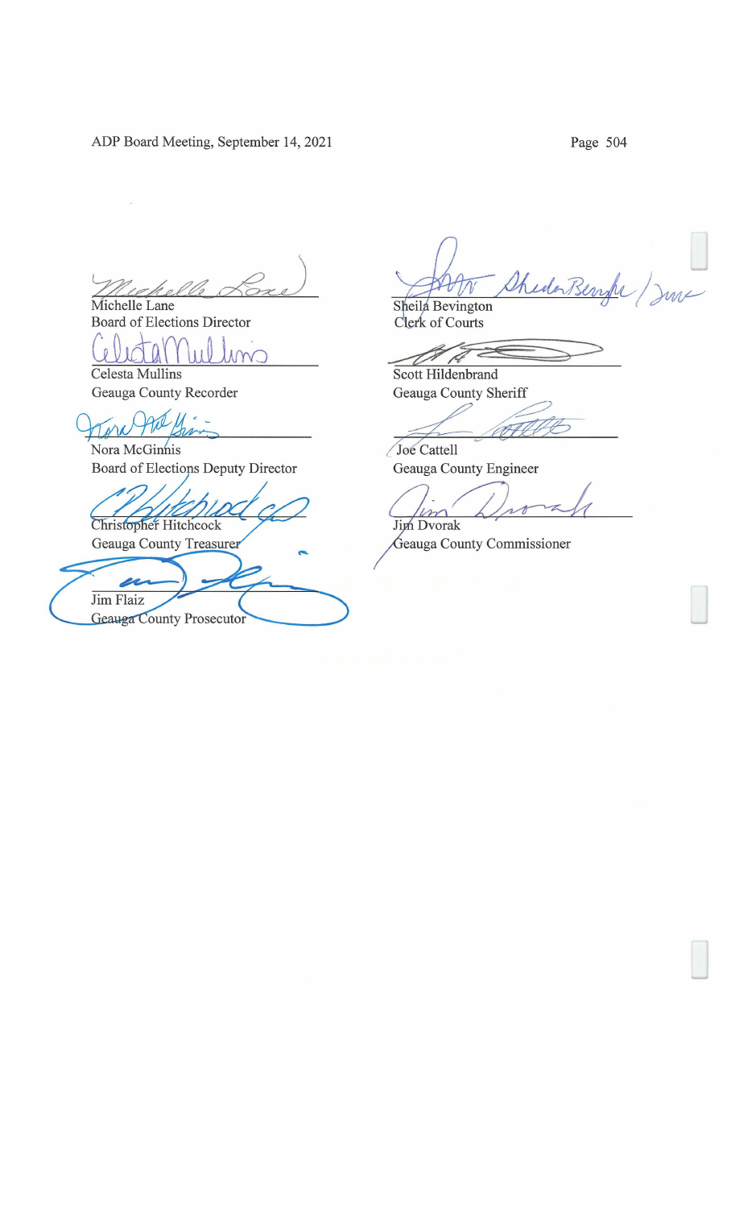Michelle Lane
Board of Elections Director

Celesta Mullins
Geauga County Recorder

Nora McGinnis
Board of Elections Deputy Director

Christopher Hitchcock
Geauga County Treasurer

Jim Flaiz
Geauga County Prosecutor

Sheila Bevington
Clerk of Courts

Scott Hildenbrand
Geauga County Sheriff

Joe Cattell
Geauga County Engineer

Jim Dvorak
Geauga County Commissioner